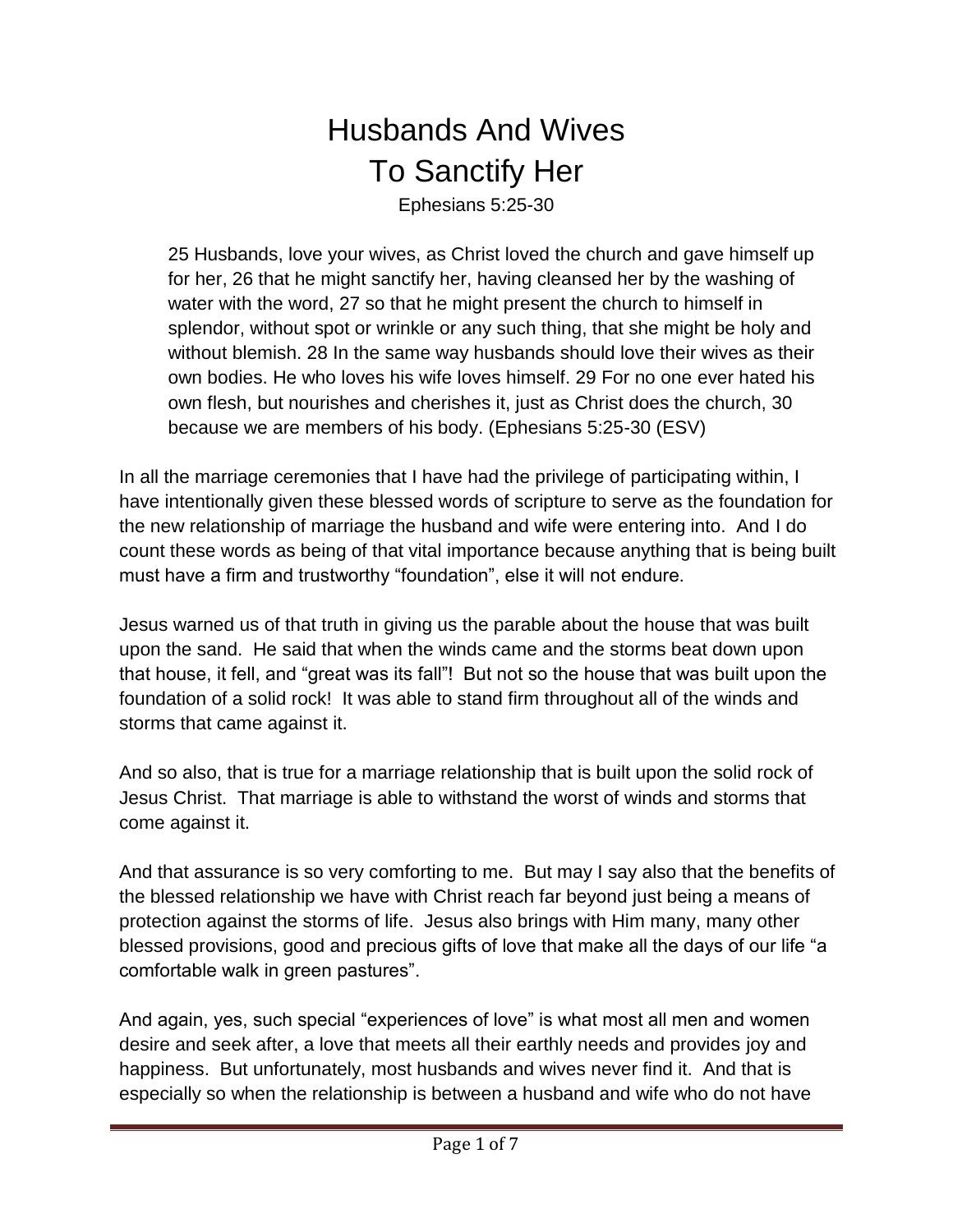# Husbands And Wives
## To Sanctify Her

Ephesians 5:25-30

> 25 Husbands, love your wives, as Christ loved the church and gave himself up for her, 26 that he might sanctify her, having cleansed her by the washing of water with the word, 27 so that he might present the church to himself in splendor, without spot or wrinkle or any such thing, that she might be holy and without blemish. 28 In the same way husbands should love their wives as their own bodies. He who loves his wife loves himself. 29 For no one ever hated his own flesh, but nourishes and cherishes it, just as Christ does the church, 30 because we are members of his body. (Ephesians 5:25-30 (ESV)

In all the marriage ceremonies that I have had the privilege of participating within, I have intentionally given these blessed words of scripture to serve as the foundation for the new relationship of marriage the husband and wife were entering into. And I do count these words as being of that vital importance because anything that is being built must have a firm and trustworthy "foundation", else it will not endure.

Jesus warned us of that truth in giving us the parable about the house that was built upon the sand. He said that when the winds came and the storms beat down upon that house, it fell, and "great was its fall"! But not so the house that was built upon the foundation of a solid rock! It was able to stand firm throughout all of the winds and storms that came against it.

And so also, that is true for a marriage relationship that is built upon the solid rock of Jesus Christ. That marriage is able to withstand the worst of winds and storms that come against it.

And that assurance is so very comforting to me. But may I say also that the benefits of the blessed relationship we have with Christ reach far beyond just being a means of protection against the storms of life. Jesus also brings with Him many, many other blessed provisions, good and precious gifts of love that make all the days of our life "a comfortable walk in green pastures".

And again, yes, such special "experiences of love" is what most all men and women desire and seek after, a love that meets all their earthly needs and provides joy and happiness. But unfortunately, most husbands and wives never find it. And that is especially so when the relationship is between a husband and wife who do not have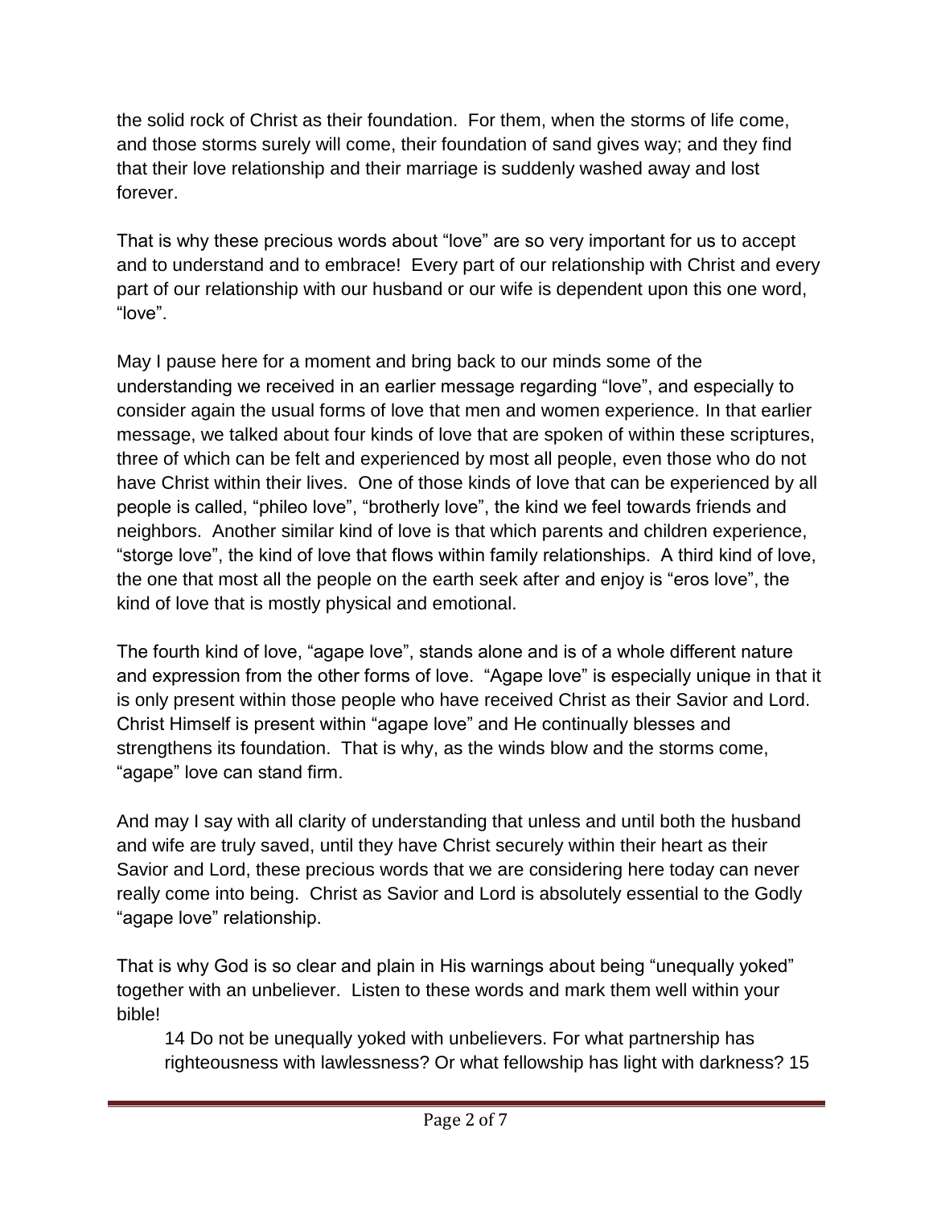the solid rock of Christ as their foundation. For them, when the storms of life come, and those storms surely will come, their foundation of sand gives way; and they find that their love relationship and their marriage is suddenly washed away and lost forever.

That is why these precious words about "love" are so very important for us to accept and to understand and to embrace! Every part of our relationship with Christ and every part of our relationship with our husband or our wife is dependent upon this one word, "love".

May I pause here for a moment and bring back to our minds some of the understanding we received in an earlier message regarding "love", and especially to consider again the usual forms of love that men and women experience. In that earlier message, we talked about four kinds of love that are spoken of within these scriptures, three of which can be felt and experienced by most all people, even those who do not have Christ within their lives. One of those kinds of love that can be experienced by all people is called, "phileo love", "brotherly love", the kind we feel towards friends and neighbors. Another similar kind of love is that which parents and children experience, "storge love", the kind of love that flows within family relationships. A third kind of love, the one that most all the people on the earth seek after and enjoy is "eros love", the kind of love that is mostly physical and emotional.

The fourth kind of love, "agape love", stands alone and is of a whole different nature and expression from the other forms of love. "Agape love" is especially unique in that it is only present within those people who have received Christ as their Savior and Lord. Christ Himself is present within "agape love" and He continually blesses and strengthens its foundation. That is why, as the winds blow and the storms come, "agape" love can stand firm.

And may I say with all clarity of understanding that unless and until both the husband and wife are truly saved, until they have Christ securely within their heart as their Savior and Lord, these precious words that we are considering here today can never really come into being. Christ as Savior and Lord is absolutely essential to the Godly "agape love" relationship.

That is why God is so clear and plain in His warnings about being "unequally yoked" together with an unbeliever. Listen to these words and mark them well within your bible!

> 14 Do not be unequally yoked with unbelievers. For what partnership has righteousness with lawlessness? Or what fellowship has light with darkness? 15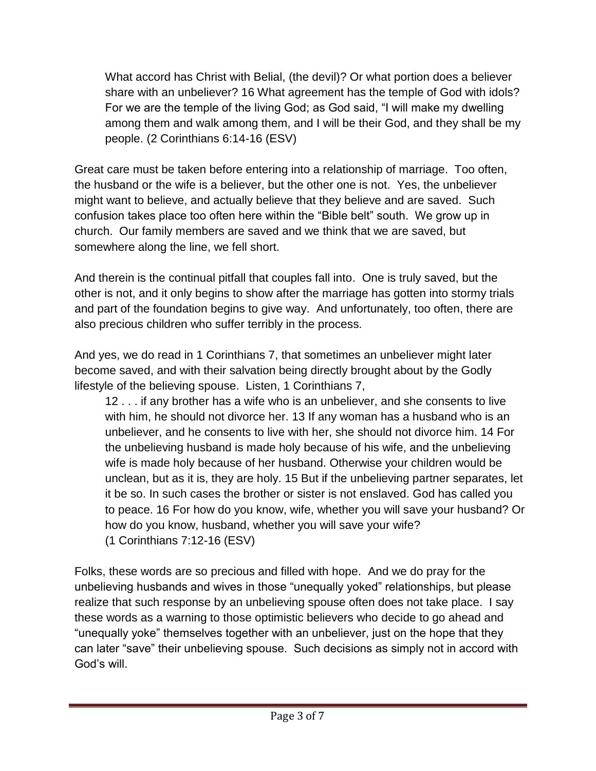> What accord has Christ with Belial, (the devil)? Or what portion does a believer share with an unbeliever? 16 What agreement has the temple of God with idols? For we are the temple of the living God; as God said, “I will make my dwelling among them and walk among them, and I will be their God, and they shall be my people. (2 Corinthians 6:14-16 (ESV)

Great care must be taken before entering into a relationship of marriage. Too often, the husband or the wife is a believer, but the other one is not. Yes, the unbeliever might want to believe, and actually believe that they believe and are saved. Such confusion takes place too often here within the “Bible belt” south. We grow up in church. Our family members are saved and we think that we are saved, but somewhere along the line, we fell short.

And therein is the continual pitfall that couples fall into. One is truly saved, but the other is not, and it only begins to show after the marriage has gotten into stormy trials and part of the foundation begins to give way. And unfortunately, too often, there are also precious children who suffer terribly in the process.

And yes, we do read in 1 Corinthians 7, that sometimes an unbeliever might later become saved, and with their salvation being directly brought about by the Godly lifestyle of the believing spouse. Listen, 1 Corinthians 7,

> 12 . . . if any brother has a wife who is an unbeliever, and she consents to live with him, he should not divorce her. 13 If any woman has a husband who is an unbeliever, and he consents to live with her, she should not divorce him. 14 For the unbelieving husband is made holy because of his wife, and the unbelieving wife is made holy because of her husband. Otherwise your children would be unclean, but as it is, they are holy. 15 But if the unbelieving partner separates, let it be so. In such cases the brother or sister is not enslaved. God has called you to peace. 16 For how do you know, wife, whether you will save your husband? Or how do you know, husband, whether you will save your wife?
> (1 Corinthians 7:12-16 (ESV)

Folks, these words are so precious and filled with hope. And we do pray for the unbelieving husbands and wives in those “unequally yoked” relationships, but please realize that such response by an unbelieving spouse often does not take place. I say these words as a warning to those optimistic believers who decide to go ahead and “unequally yoke” themselves together with an unbeliever, just on the hope that they can later “save” their unbelieving spouse. Such decisions as simply not in accord with God’s will.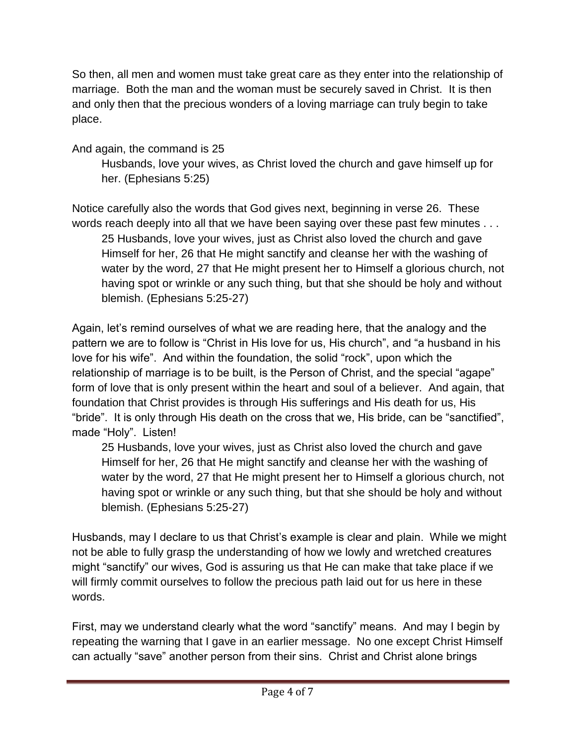So then, all men and women must take great care as they enter into the relationship of marriage. Both the man and the woman must be securely saved in Christ. It is then and only then that the precious wonders of a loving marriage can truly begin to take place.

And again, the command is 25

> Husbands, love your wives, as Christ loved the church and gave himself up for her. (Ephesians 5:25)

Notice carefully also the words that God gives next, beginning in verse 26. These words reach deeply into all that we have been saying over these past few minutes . . .

> 25 Husbands, love your wives, just as Christ also loved the church and gave Himself for her, 26 that He might sanctify and cleanse her with the washing of water by the word, 27 that He might present her to Himself a glorious church, not having spot or wrinkle or any such thing, but that she should be holy and without blemish. (Ephesians 5:25-27)

Again, let's remind ourselves of what we are reading here, that the analogy and the pattern we are to follow is "Christ in His love for us, His church", and "a husband in his love for his wife". And within the foundation, the solid "rock", upon which the relationship of marriage is to be built, is the Person of Christ, and the special "agape" form of love that is only present within the heart and soul of a believer. And again, that foundation that Christ provides is through His sufferings and His death for us, His "bride". It is only through His death on the cross that we, His bride, can be "sanctified", made "Holy". Listen!

> 25 Husbands, love your wives, just as Christ also loved the church and gave Himself for her, 26 that He might sanctify and cleanse her with the washing of water by the word, 27 that He might present her to Himself a glorious church, not having spot or wrinkle or any such thing, but that she should be holy and without blemish. (Ephesians 5:25-27)

Husbands, may I declare to us that Christ's example is clear and plain. While we might not be able to fully grasp the understanding of how we lowly and wretched creatures might "sanctify" our wives, God is assuring us that He can make that take place if we will firmly commit ourselves to follow the precious path laid out for us here in these words.

First, may we understand clearly what the word "sanctify" means. And may I begin by repeating the warning that I gave in an earlier message. No one except Christ Himself can actually "save" another person from their sins. Christ and Christ alone brings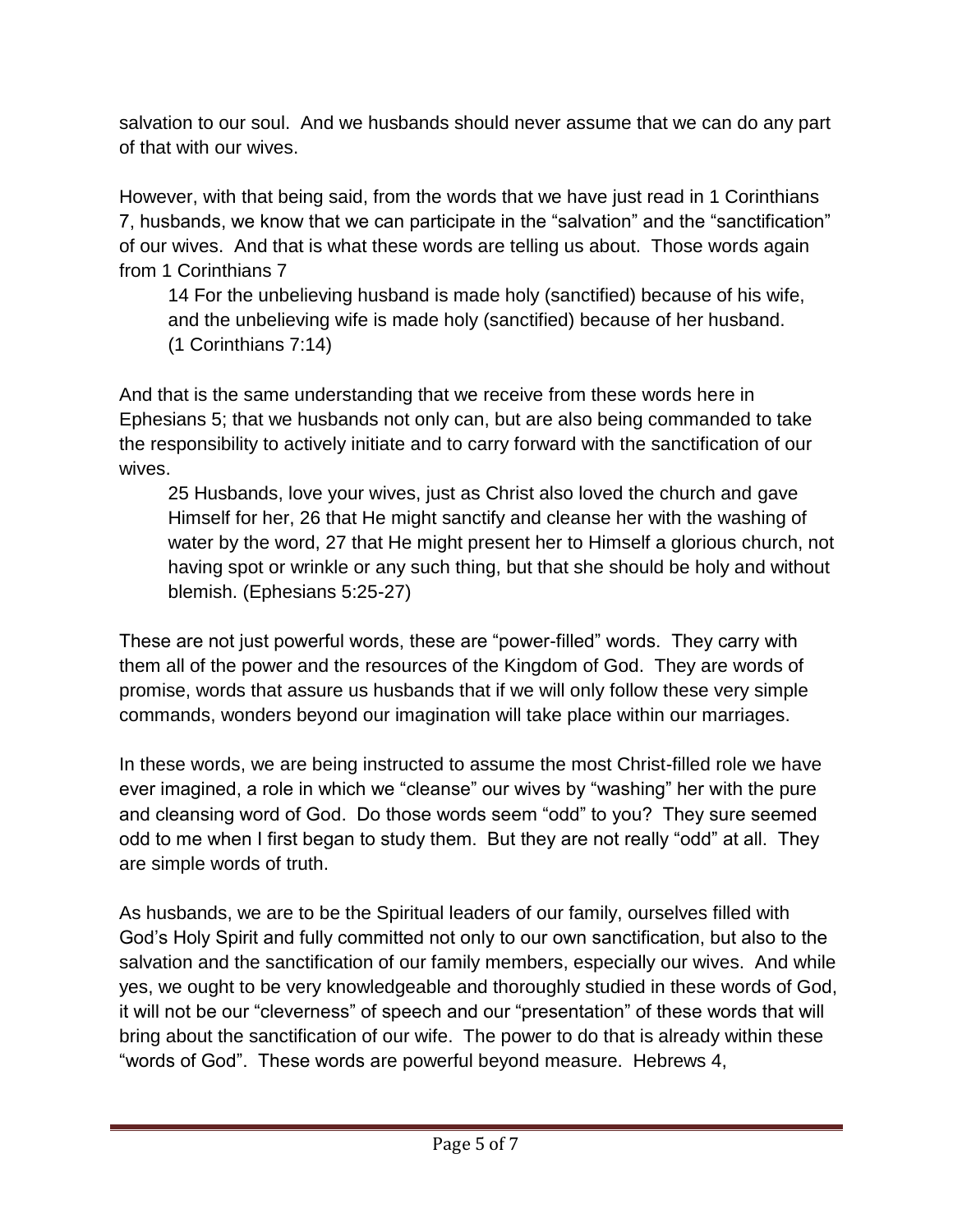salvation to our soul. And we husbands should never assume that we can do any part of that with our wives.

However, with that being said, from the words that we have just read in 1 Corinthians 7, husbands, we know that we can participate in the "salvation" and the "sanctification" of our wives. And that is what these words are telling us about. Those words again from 1 Corinthians 7

> 14 For the unbelieving husband is made holy (sanctified) because of his wife, and the unbelieving wife is made holy (sanctified) because of her husband. (1 Corinthians 7:14)

And that is the same understanding that we receive from these words here in Ephesians 5; that we husbands not only can, but are also being commanded to take the responsibility to actively initiate and to carry forward with the sanctification of our wives.

> 25 Husbands, love your wives, just as Christ also loved the church and gave Himself for her, 26 that He might sanctify and cleanse her with the washing of water by the word, 27 that He might present her to Himself a glorious church, not having spot or wrinkle or any such thing, but that she should be holy and without blemish. (Ephesians 5:25-27)

These are not just powerful words, these are "power-filled" words. They carry with them all of the power and the resources of the Kingdom of God. They are words of promise, words that assure us husbands that if we will only follow these very simple commands, wonders beyond our imagination will take place within our marriages.

In these words, we are being instructed to assume the most Christ-filled role we have ever imagined, a role in which we "cleanse" our wives by "washing" her with the pure and cleansing word of God. Do those words seem "odd" to you? They sure seemed odd to me when I first began to study them. But they are not really "odd" at all. They are simple words of truth.

As husbands, we are to be the Spiritual leaders of our family, ourselves filled with God's Holy Spirit and fully committed not only to our own sanctification, but also to the salvation and the sanctification of our family members, especially our wives. And while yes, we ought to be very knowledgeable and thoroughly studied in these words of God, it will not be our "cleverness" of speech and our "presentation" of these words that will bring about the sanctification of our wife. The power to do that is already within these "words of God". These words are powerful beyond measure. Hebrews 4,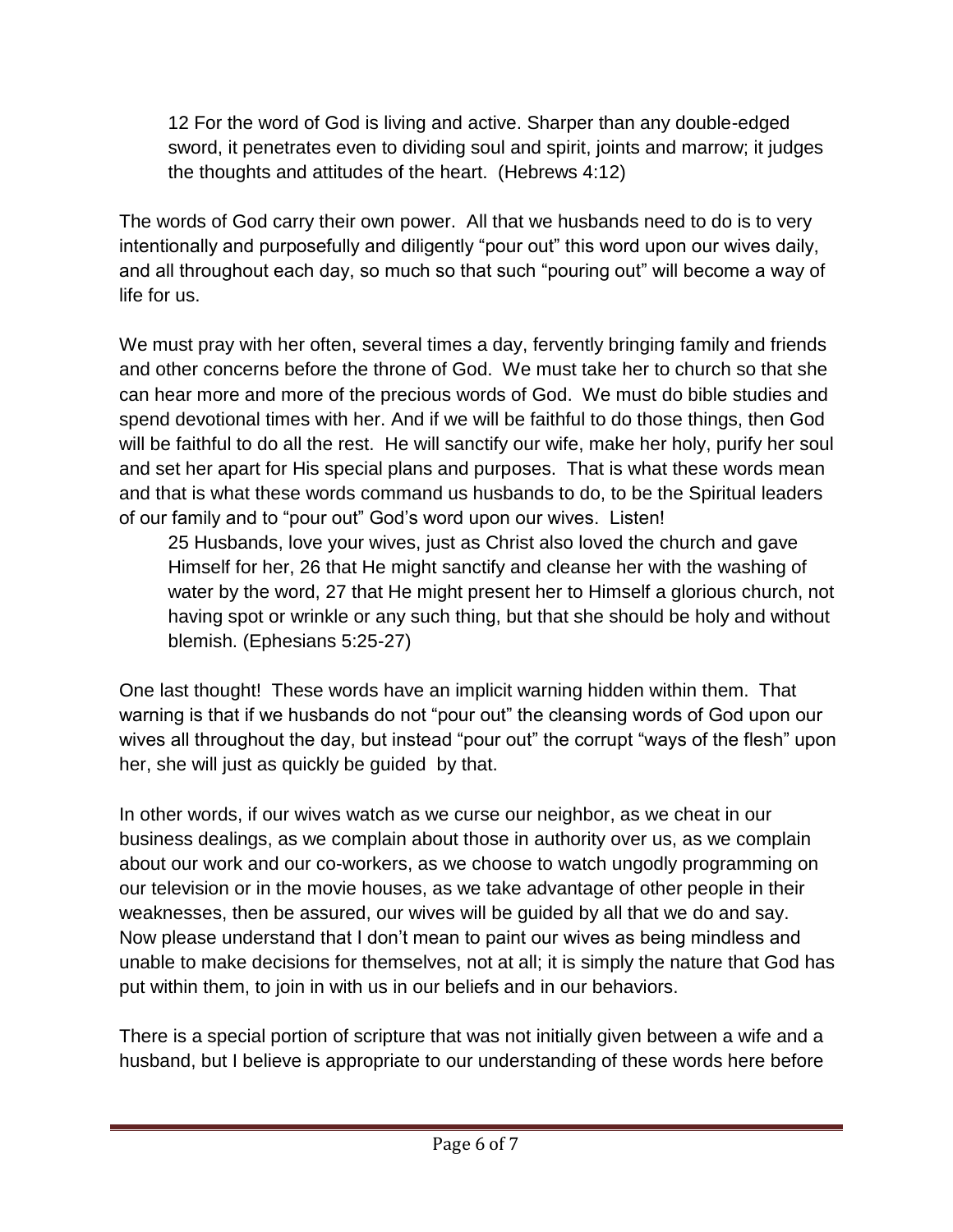> 12 For the word of God is living and active. Sharper than any double-edged sword, it penetrates even to dividing soul and spirit, joints and marrow; it judges the thoughts and attitudes of the heart. (Hebrews 4:12)

The words of God carry their own power. All that we husbands need to do is to very intentionally and purposefully and diligently "pour out" this word upon our wives daily, and all throughout each day, so much so that such "pouring out" will become a way of life for us.

We must pray with her often, several times a day, fervently bringing family and friends and other concerns before the throne of God. We must take her to church so that she can hear more and more of the precious words of God. We must do bible studies and spend devotional times with her. And if we will be faithful to do those things, then God will be faithful to do all the rest. He will sanctify our wife, make her holy, purify her soul and set her apart for His special plans and purposes. That is what these words mean and that is what these words command us husbands to do, to be the Spiritual leaders of our family and to "pour out" God's word upon our wives. Listen!

> 25 Husbands, love your wives, just as Christ also loved the church and gave Himself for her, 26 that He might sanctify and cleanse her with the washing of water by the word, 27 that He might present her to Himself a glorious church, not having spot or wrinkle or any such thing, but that she should be holy and without blemish. (Ephesians 5:25-27)

One last thought! These words have an implicit warning hidden within them. That warning is that if we husbands do not "pour out" the cleansing words of God upon our wives all throughout the day, but instead "pour out" the corrupt "ways of the flesh" upon her, she will just as quickly be guided by that.

In other words, if our wives watch as we curse our neighbor, as we cheat in our business dealings, as we complain about those in authority over us, as we complain about our work and our co-workers, as we choose to watch ungodly programming on our television or in the movie houses, as we take advantage of other people in their weaknesses, then be assured, our wives will be guided by all that we do and say. Now please understand that I don't mean to paint our wives as being mindless and unable to make decisions for themselves, not at all; it is simply the nature that God has put within them, to join in with us in our beliefs and in our behaviors.

There is a special portion of scripture that was not initially given between a wife and a husband, but I believe is appropriate to our understanding of these words here before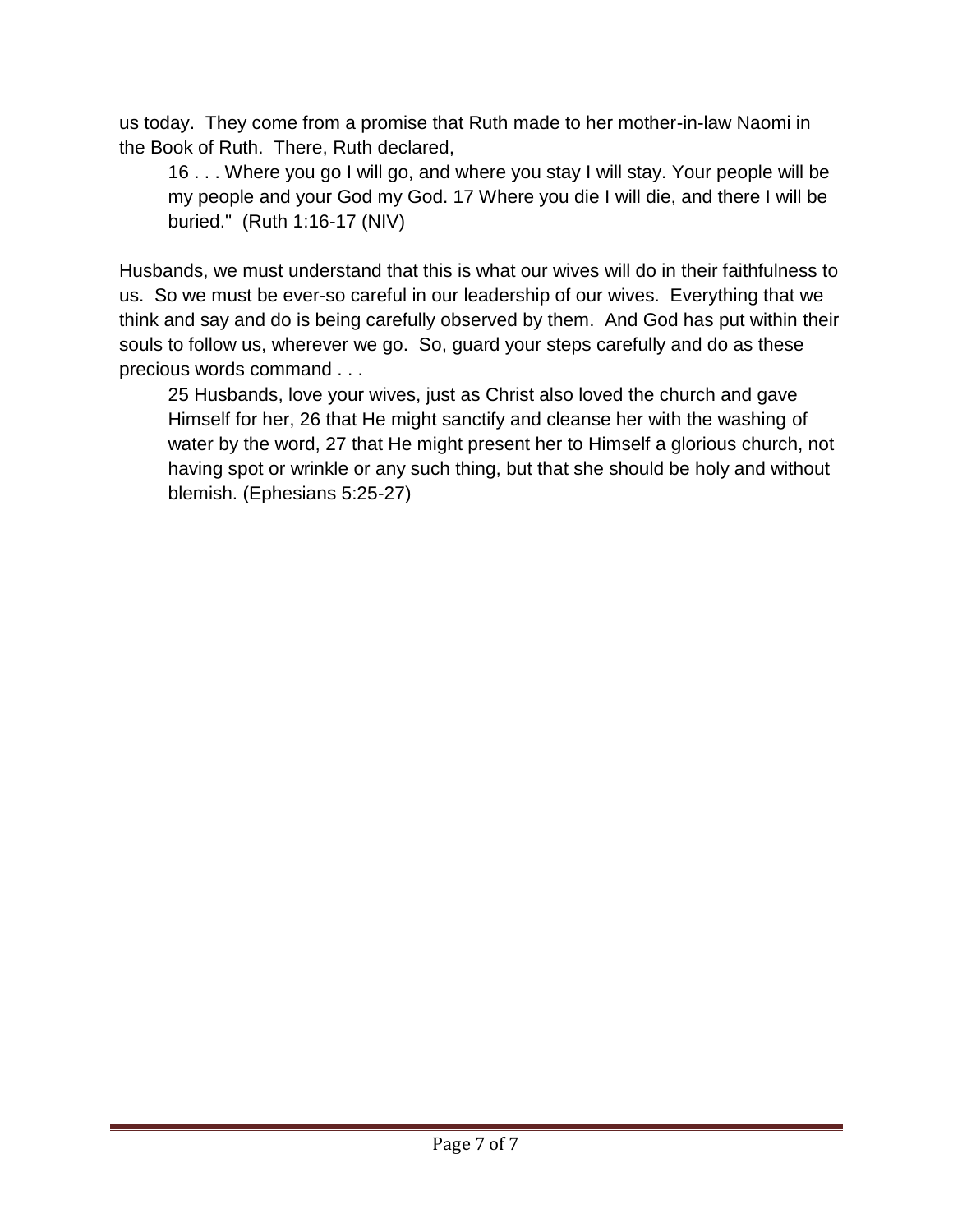us today. They come from a promise that Ruth made to her mother-in-law Naomi in the Book of Ruth. There, Ruth declared,

> 16 . . . Where you go I will go, and where you stay I will stay. Your people will be my people and your God my God. 17 Where you die I will die, and there I will be buried." (Ruth 1:16-17 (NIV)

Husbands, we must understand that this is what our wives will do in their faithfulness to us. So we must be ever-so careful in our leadership of our wives. Everything that we think and say and do is being carefully observed by them. And God has put within their souls to follow us, wherever we go. So, guard your steps carefully and do as these precious words command . . .

> 25 Husbands, love your wives, just as Christ also loved the church and gave Himself for her, 26 that He might sanctify and cleanse her with the washing of water by the word, 27 that He might present her to Himself a glorious church, not having spot or wrinkle or any such thing, but that she should be holy and without blemish. (Ephesians 5:25-27)